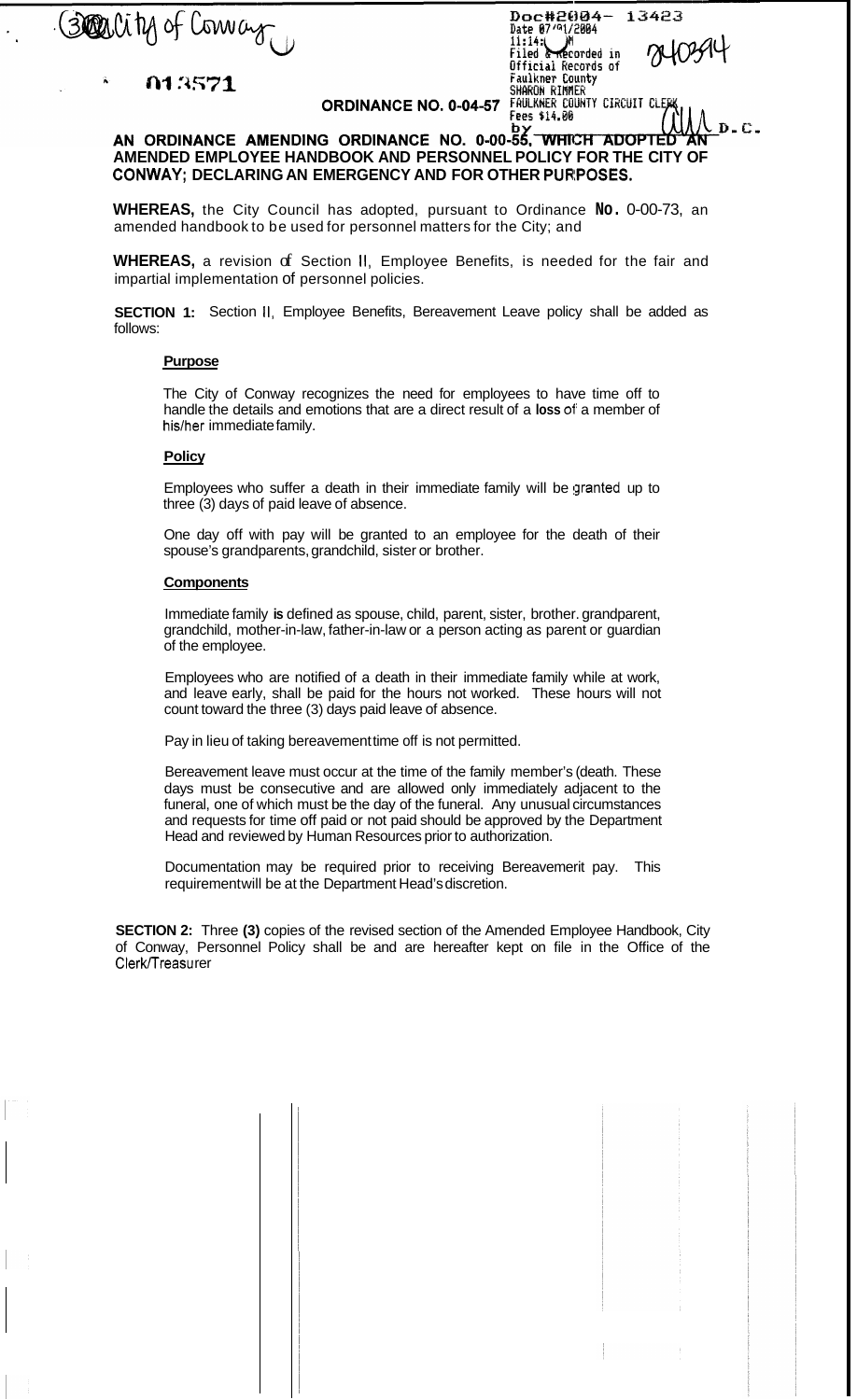(3) City of Conway

013571

Doc#2004- 13423
Date 07/01/2004
11:14 AM
Filed & Recorded in
Official Records of
Faulkner County
SHARON RIMMER
FAULKNER COUNTY CIRCUIT CLERK
Fees $14.00
by D.C.

2040394

**ORDINANCE NO. 0-04-57**

**AN ORDINANCE AMENDING ORDINANCE NO. 0-00-55, WHICH ADOPTED AN AMENDED EMPLOYEE HANDBOOK AND PERSONNEL POLICY FOR THE CITY OF CONWAY; DECLARING AN EMERGENCY AND FOR OTHER PURPOSES.**

**WHEREAS,** the City Council has adopted, pursuant to Ordinance **No.** 0-00-73, an amended handbook to be used for personnel matters for the City; and

**WHEREAS,** a revision of Section II, Employee Benefits, is needed for the fair and impartial implementation of personnel policies.

**SECTION 1:** Section II, Employee Benefits, Bereavement Leave policy shall be added as follows:

**Purpose**

The City of Conway recognizes the need for employees to have time off to handle the details and emotions that are a direct result of a **loss** of a member of his/her immediate family.

**Policy**

Employees who suffer a death in their immediate family will be granted up to three (3) days of paid leave of absence.

One day off with pay will be granted to an employee for the death of their spouse's grandparents, grandchild, sister or brother.

**Components**

Immediate family **is** defined as spouse, child, parent, sister, brother. grandparent, grandchild, mother-in-law, father-in-law or a person acting as parent or guardian of the employee.

Employees who are notified of a death in their immediate family while at work, and leave early, shall be paid for the hours not worked. These hours will not count toward the three (3) days paid leave of absence.

Pay in lieu of taking bereavement time off is not permitted.

Bereavement leave must occur at the time of the family member's (death. These days must be consecutive and are allowed only immediately adjacent to the funeral, one of which must be the day of the funeral. Any unusual circumstances and requests for time off paid or not paid should be approved by the Department Head and reviewed by Human Resources prior to authorization.

Documentation may be required prior to receiving Bereavement pay. This requirement will be at the Department Head's discretion.

**SECTION 2:** Three **(3)** copies of the revised section of the Amended Employee Handbook, City of Conway, Personnel Policy shall be and are hereafter kept on file in the Office of the Clerk/Treasurer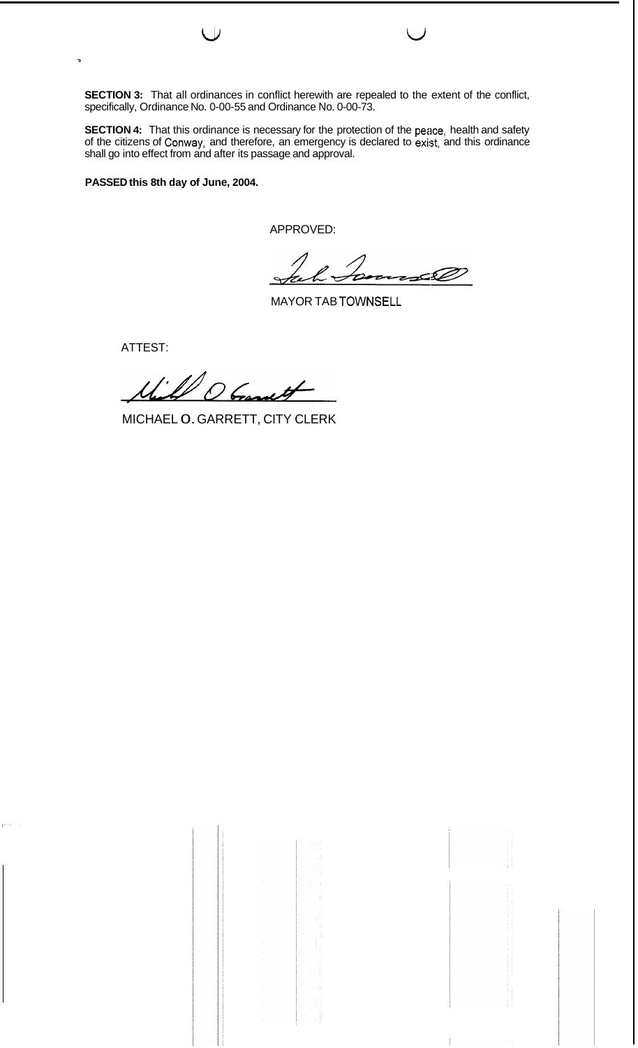**SECTION 3:** That all ordinances in conflict herewith are repealed to the extent of the conflict, specifically, Ordinance No. 0-00-55 and Ordinance No. 0-00-73.

**SECTION 4:** That this ordinance is necessary for the protection of the peace, health and safety of the citizens of Conway, and therefore, an emergency is declared to exist, and this ordinance shall go into effect from and after its passage and approval.

**PASSED this 8th day of June, 2004.**

APPROVED:

MAYOR TAB TOWNSELL

ATTEST:

MICHAEL O. GARRETT, CITY CLERK